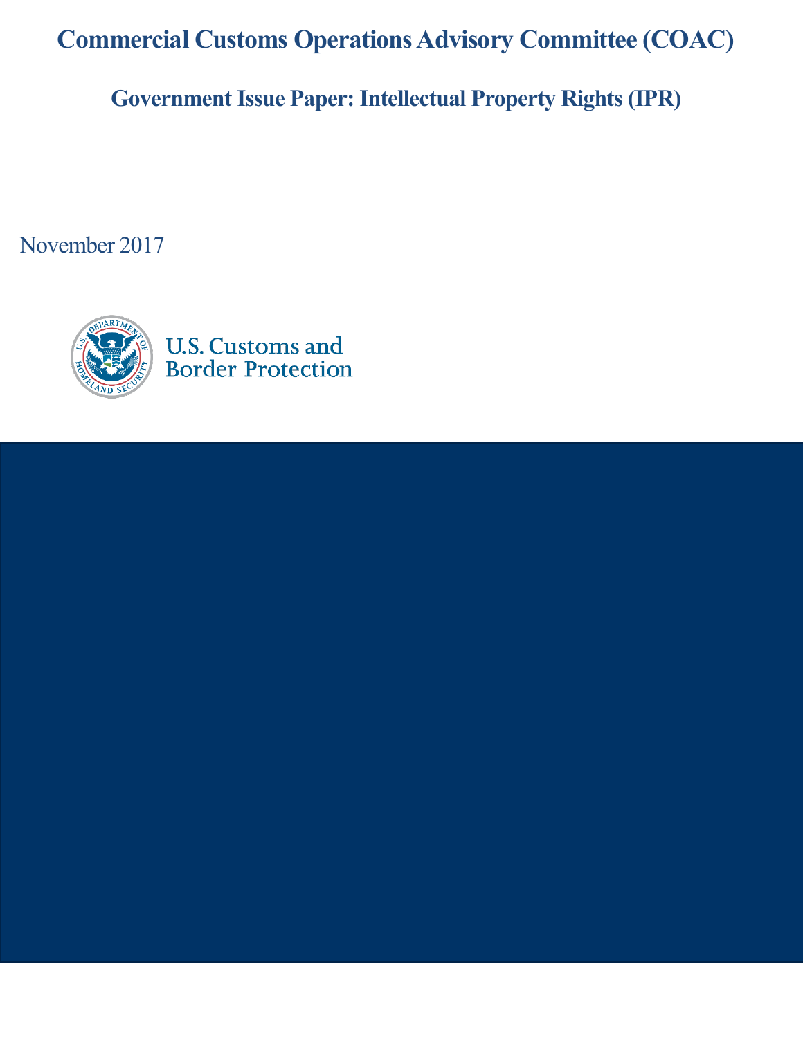# Commercial Customs Operations Advisory Committee (COAC)

## Government Issue Paper: Intellectual Property Rights (IPR)

November 2017

U.S. Customs and Border Protection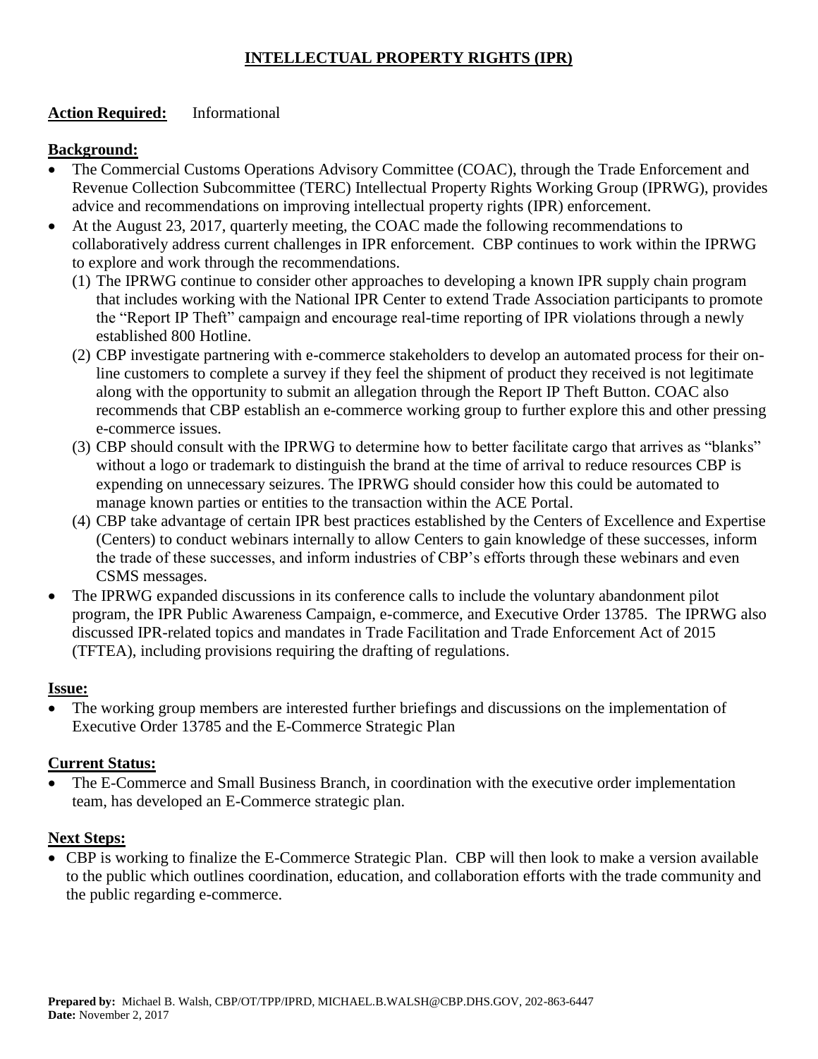# INTELLECTUAL PROPERTY RIGHTS (IPR)

**Action Required:** Informational

**Background:**

- The Commercial Customs Operations Advisory Committee (COAC), through the Trade Enforcement and Revenue Collection Subcommittee (TERC) Intellectual Property Rights Working Group (IPRWG), provides advice and recommendations on improving intellectual property rights (IPR) enforcement.
- At the August 23, 2017, quarterly meeting, the COAC made the following recommendations to collaboratively address current challenges in IPR enforcement. CBP continues to work within the IPRWG to explore and work through the recommendations.
  1. The IPRWG continue to consider other approaches to developing a known IPR supply chain program that includes working with the National IPR Center to extend Trade Association participants to promote the "Report IP Theft" campaign and encourage real-time reporting of IPR violations through a newly established 800 Hotline.
  2. CBP investigate partnering with e-commerce stakeholders to develop an automated process for their on-line customers to complete a survey if they feel the shipment of product they received is not legitimate along with the opportunity to submit an allegation through the Report IP Theft Button. COAC also recommends that CBP establish an e-commerce working group to further explore this and other pressing e-commerce issues.
  3. CBP should consult with the IPRWG to determine how to better facilitate cargo that arrives as "blanks" without a logo or trademark to distinguish the brand at the time of arrival to reduce resources CBP is expending on unnecessary seizures. The IPRWG should consider how this could be automated to manage known parties or entities to the transaction within the ACE Portal.
  4. CBP take advantage of certain IPR best practices established by the Centers of Excellence and Expertise (Centers) to conduct webinars internally to allow Centers to gain knowledge of these successes, inform the trade of these successes, and inform industries of CBP's efforts through these webinars and even CSMS messages.
- The IPRWG expanded discussions in its conference calls to include the voluntary abandonment pilot program, the IPR Public Awareness Campaign, e-commerce, and Executive Order 13785. The IPRWG also discussed IPR-related topics and mandates in Trade Facilitation and Trade Enforcement Act of 2015 (TFTEA), including provisions requiring the drafting of regulations.

**Issue:**

- The working group members are interested further briefings and discussions on the implementation of Executive Order 13785 and the E-Commerce Strategic Plan

**Current Status:**

- The E-Commerce and Small Business Branch, in coordination with the executive order implementation team, has developed an E-Commerce strategic plan.

**Next Steps:**

- CBP is working to finalize the E-Commerce Strategic Plan. CBP will then look to make a version available to the public which outlines coordination, education, and collaboration efforts with the trade community and the public regarding e-commerce.

**Prepared by:** Michael B. Walsh, CBP/OT/TPP/IPRD, MICHAEL.B.WALSH@CBP.DHS.GOV, 202-863-6447
**Date:** November 2, 2017